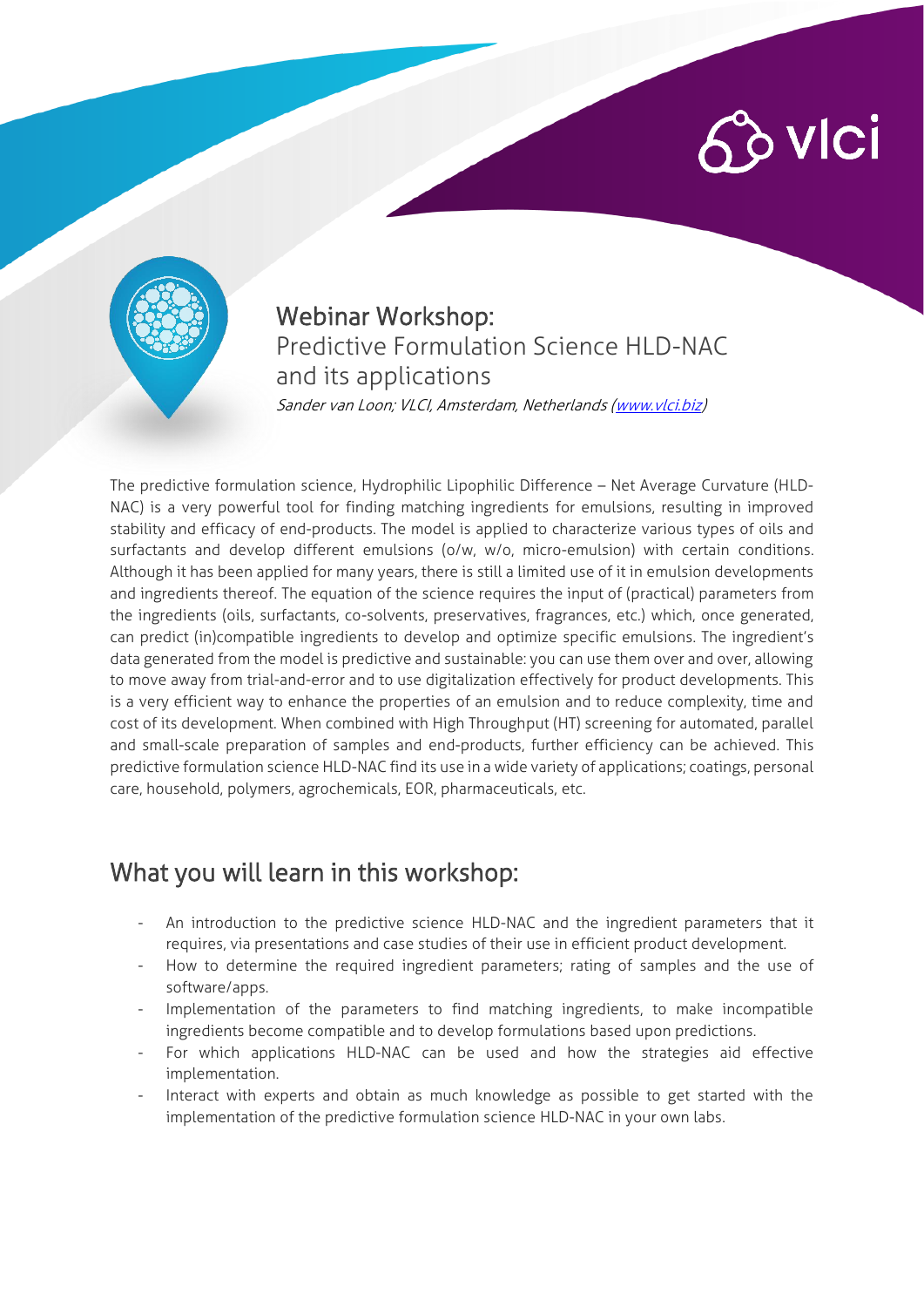# Webinar Workshop:

## Predictive Formulation Science HLD-NAC and its applications

*Sander van Loon; VLCI, Amsterdam, Netherlands ([www.vlci.biz](www.vlci.biz))*

The predictive formulation science, Hydrophilic Lipophilic Difference – Net Average Curvature (HLD-NAC) is a very powerful tool for finding matching ingredients for emulsions, resulting in improved stability and efficacy of end-products. The model is applied to characterize various types of oils and surfactants and develop different emulsions (o/w, w/o, micro-emulsion) with certain conditions. Although it has been applied for many years, there is still a limited use of it in emulsion developments and ingredients thereof. The equation of the science requires the input of (practical) parameters from the ingredients (oils, surfactants, co-solvents, preservatives, fragrances, etc.) which, once generated, can predict (in)compatible ingredients to develop and optimize specific emulsions. The ingredient's data generated from the model is predictive and sustainable: you can use them over and over, allowing to move away from trial-and-error and to use digitalization effectively for product developments. This is a very efficient way to enhance the properties of an emulsion and to reduce complexity, time and cost of its development. When combined with High Throughput (HT) screening for automated, parallel and small-scale preparation of samples and end-products, further efficiency can be achieved. This predictive formulation science HLD-NAC find its use in a wide variety of applications; coatings, personal care, household, polymers, agrochemicals, EOR, pharmaceuticals, etc.

## What you will learn in this workshop:

- An introduction to the predictive science HLD-NAC and the ingredient parameters that it requires, via presentations and case studies of their use in efficient product development.
- How to determine the required ingredient parameters; rating of samples and the use of software/apps.
- Implementation of the parameters to find matching ingredients, to make incompatible ingredients become compatible and to develop formulations based upon predictions.
- For which applications HLD-NAC can be used and how the strategies aid effective implementation.
- Interact with experts and obtain as much knowledge as possible to get started with the implementation of the predictive formulation science HLD-NAC in your own labs.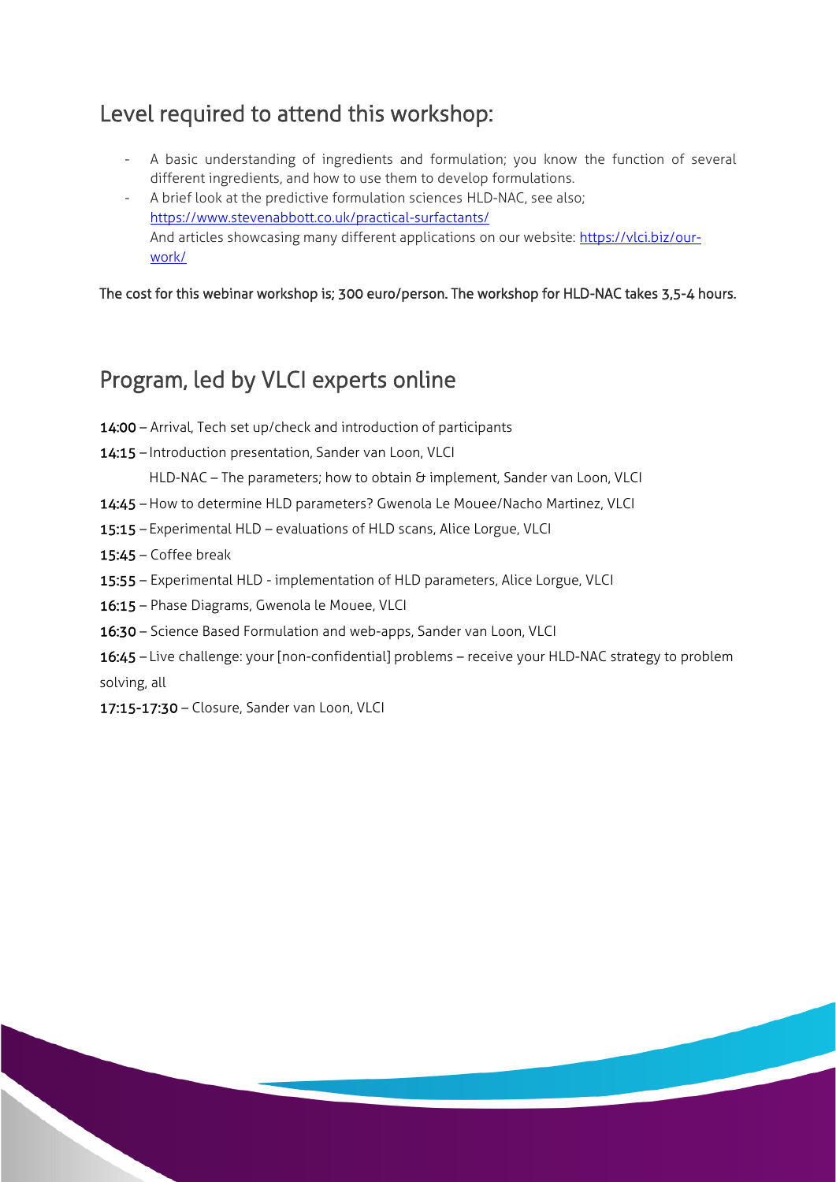## Level required to attend this workshop:

- A basic understanding of ingredients and formulation; you know the function of several different ingredients, and how to use them to develop formulations.
- A brief look at the predictive formulation sciences HLD-NAC, see also; https://www.stevenabbott.co.uk/practical-surfactants/
  And articles showcasing many different applications on our website: https://vlci.biz/our-work/

**The cost for this webinar workshop is; 300 euro/person. The workshop for HLD-NAC takes 3,5-4 hours.**

## Program, led by VLCI experts online

**14:00** – Arrival, Tech set up/check and introduction of participants

**14:15** – Introduction presentation, Sander van Loon, VLCI

HLD-NAC – The parameters; how to obtain & implement, Sander van Loon, VLCI

**14:45** – How to determine HLD parameters? Gwenola Le Mouee/Nacho Martinez, VLCI

**15:15** – Experimental HLD – evaluations of HLD scans, Alice Lorgue, VLCI

**15:45** – Coffee break

**15:55** – Experimental HLD - implementation of HLD parameters, Alice Lorgue, VLCI

**16:15** – Phase Diagrams, Gwenola le Mouee, VLCI

**16:30** – Science Based Formulation and web-apps, Sander van Loon, VLCI

**16:45** – Live challenge: your [non-confidential] problems – receive your HLD-NAC strategy to problem solving, all

**17:15-17:30** – Closure, Sander van Loon, VLCI